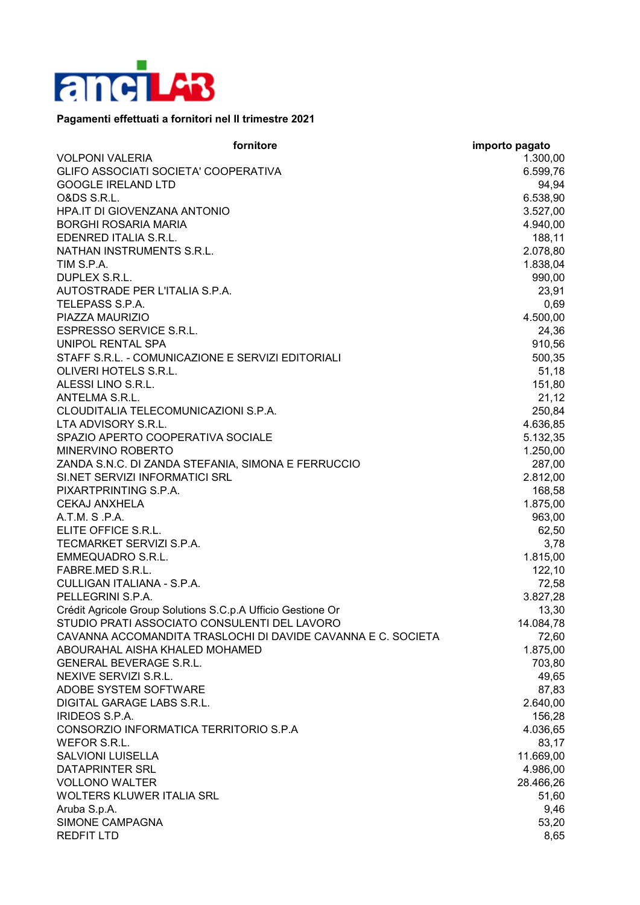**Pagamenti effettuati a fornitori nel II trimestre 2021**

| fornitore | importo pagato |
|---|---|
| VOLPONI VALERIA | 1.300,00 |
| GLIFO ASSOCIATI SOCIETA' COOPERATIVA | 6.599,76 |
| GOOGLE IRELAND LTD | 94,94 |
| O&DS S.R.L. | 6.538,90 |
| HPA.IT DI GIOVENZANA ANTONIO | 3.527,00 |
| BORGHI ROSARIA MARIA | 4.940,00 |
| EDENRED ITALIA S.R.L. | 188,11 |
| NATHAN INSTRUMENTS S.R.L. | 2.078,80 |
| TIM S.P.A. | 1.838,04 |
| DUPLEX S.R.L. | 990,00 |
| AUTOSTRADE PER L'ITALIA S.P.A. | 23,91 |
| TELEPASS S.P.A. | 0,69 |
| PIAZZA MAURIZIO | 4.500,00 |
| ESPRESSO SERVICE S.R.L. | 24,36 |
| UNIPOL RENTAL SPA | 910,56 |
| STAFF S.R.L. - COMUNICAZIONE E SERVIZI EDITORIALI | 500,35 |
| OLIVERI HOTELS S.R.L. | 51,18 |
| ALESSI LINO S.R.L. | 151,80 |
| ANTELMA S.R.L. | 21,12 |
| CLOUDITALIA TELECOMUNICAZIONI S.P.A. | 250,84 |
| LTA ADVISORY S.R.L. | 4.636,85 |
| SPAZIO APERTO COOPERATIVA SOCIALE | 5.132,35 |
| MINERVINO ROBERTO | 1.250,00 |
| ZANDA S.N.C. DI ZANDA STEFANIA, SIMONA E FERRUCCIO | 287,00 |
| SI.NET SERVIZI INFORMATICI SRL | 2.812,00 |
| PIXARTPRINTING S.P.A. | 168,58 |
| CEKAJ ANXHELA | 1.875,00 |
| A.T.M. S .P.A. | 963,00 |
| ELITE OFFICE S.R.L. | 62,50 |
| TECMARKET SERVIZI S.P.A. | 3,78 |
| EMMEQUADRO S.R.L. | 1.815,00 |
| FABRE.MED S.R.L. | 122,10 |
| CULLIGAN ITALIANA - S.P.A. | 72,58 |
| PELLEGRINI S.P.A. | 3.827,28 |
| Crédit Agricole Group Solutions S.C.p.A Ufficio Gestione Or | 13,30 |
| STUDIO PRATI ASSOCIATO CONSULENTI DEL LAVORO | 14.084,78 |
| CAVANNA ACCOMANDITA TRASLOCHI DI DAVIDE CAVANNA E C. SOCIETA | 72,60 |
| ABOURAHAL AISHA KHALED MOHAMED | 1.875,00 |
| GENERAL BEVERAGE S.R.L. | 703,80 |
| NEXIVE SERVIZI S.R.L. | 49,65 |
| ADOBE SYSTEM SOFTWARE | 87,83 |
| DIGITAL GARAGE LABS S.R.L. | 2.640,00 |
| IRIDEOS S.P.A. | 156,28 |
| CONSORZIO INFORMATICA TERRITORIO S.P.A | 4.036,65 |
| WEFOR S.R.L. | 83,17 |
| SALVIONI LUISELLA | 11.669,00 |
| DATAPRINTER SRL | 4.986,00 |
| VOLLONO WALTER | 28.466,26 |
| WOLTERS KLUWER ITALIA SRL | 51,60 |
| Aruba S.p.A. | 9,46 |
| SIMONE CAMPAGNA | 53,20 |
| REDFIT LTD | 8,65 |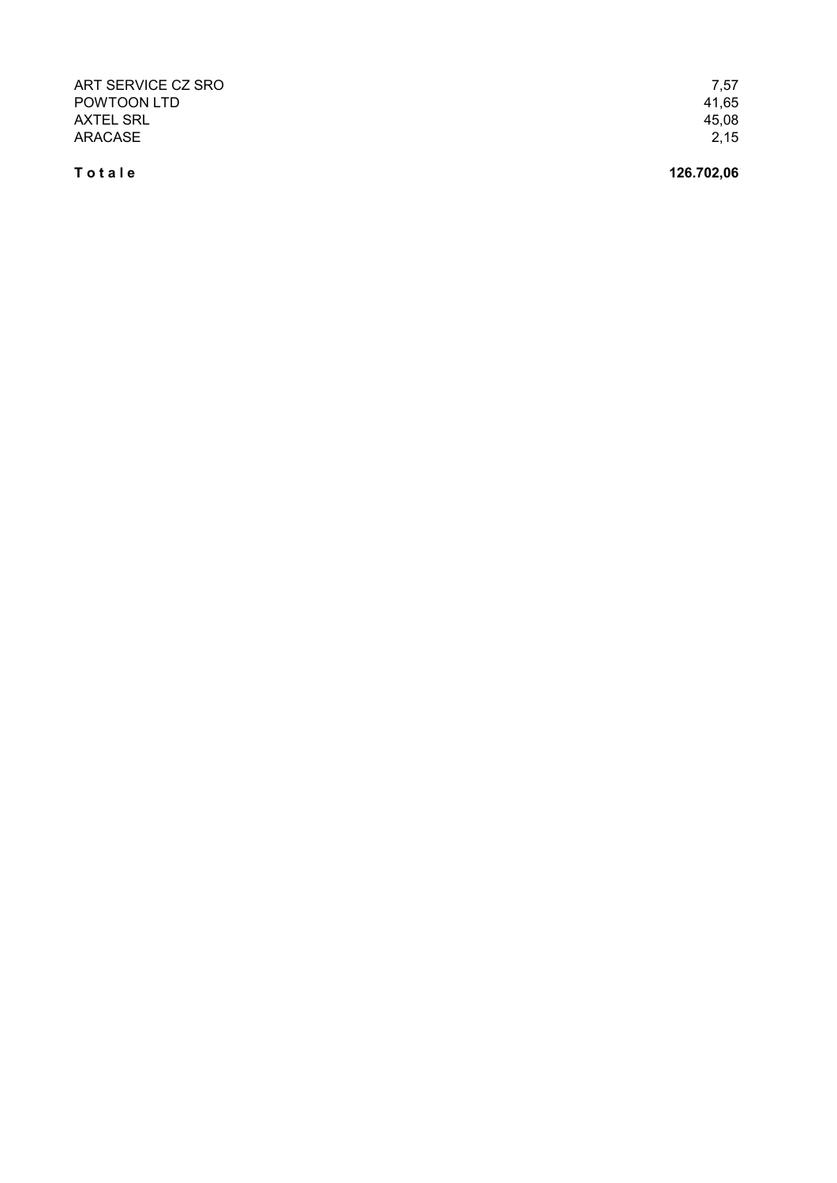| | |
|---|---|
| ART SERVICE CZ SRO | 7,57 |
| POWTOON LTD | 41,65 |
| AXTEL SRL | 45,08 |
| ARACASE | 2,15 |
| **T o t a l e** | **126.702,06** |